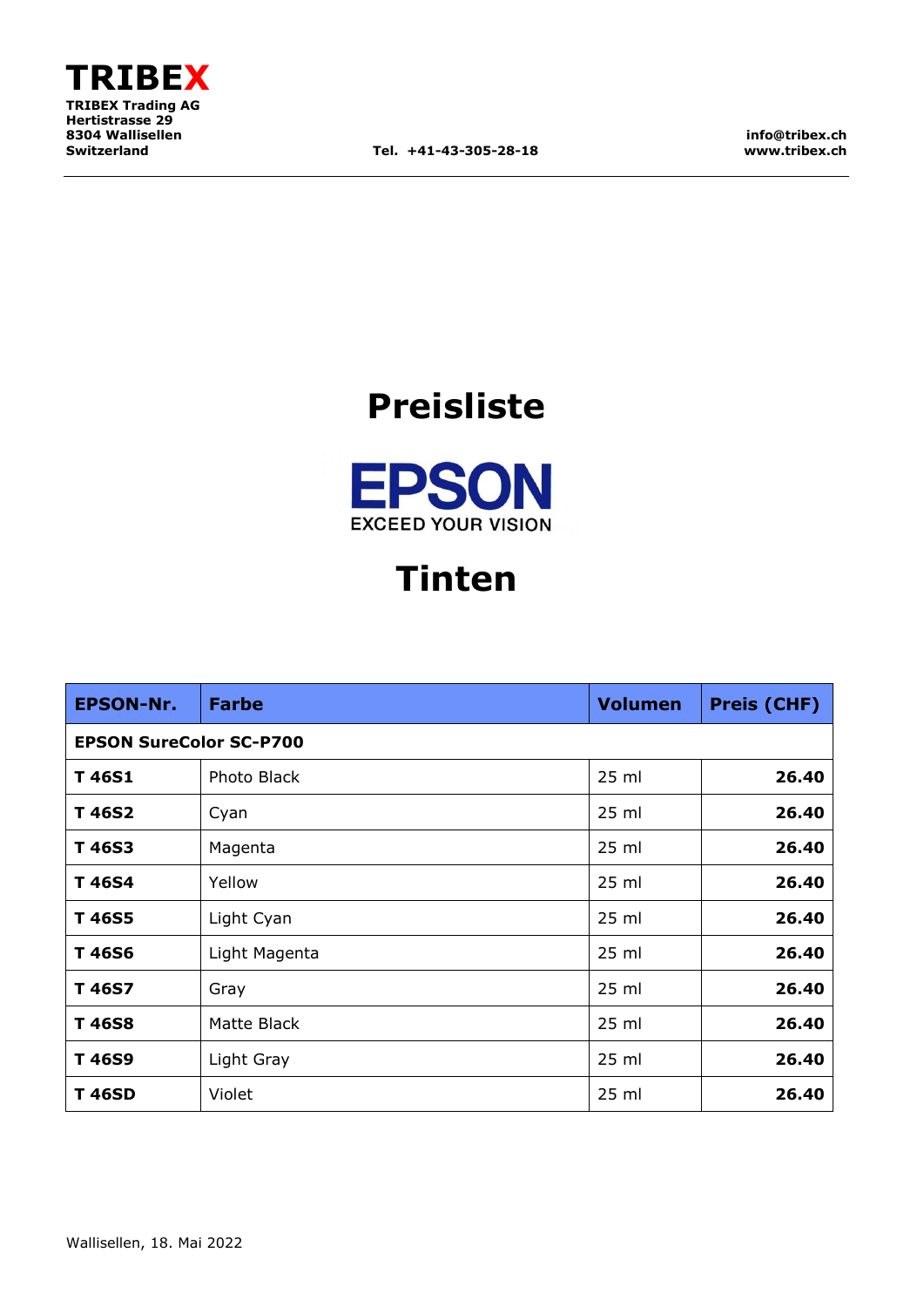**TRIBEX**

**TRIBEX Trading AG**
**Hertistrasse 29**
**8304 Wallisellen**
**Switzerland**

**Tel. +41-43-305-28-18**

**info@tribex.ch**
**www.tribex.ch**

# Preisliste

EPSON
EXCEED YOUR VISION

# Tinten

| EPSON-Nr. | Farbe | Volumen | Preis (CHF) |
|---|---|---|---|
| **EPSON SureColor SC-P700** | | | |
| **T 46S1** | Photo Black | 25 ml | **26.40** |
| **T 46S2** | Cyan | 25 ml | **26.40** |
| **T 46S3** | Magenta | 25 ml | **26.40** |
| **T 46S4** | Yellow | 25 ml | **26.40** |
| **T 46S5** | Light Cyan | 25 ml | **26.40** |
| **T 46S6** | Light Magenta | 25 ml | **26.40** |
| **T 46S7** | Gray | 25 ml | **26.40** |
| **T 46S8** | Matte Black | 25 ml | **26.40** |
| **T 46S9** | Light Gray | 25 ml | **26.40** |
| **T 46SD** | Violet | 25 ml | **26.40** |

Wallisellen, 18. Mai 2022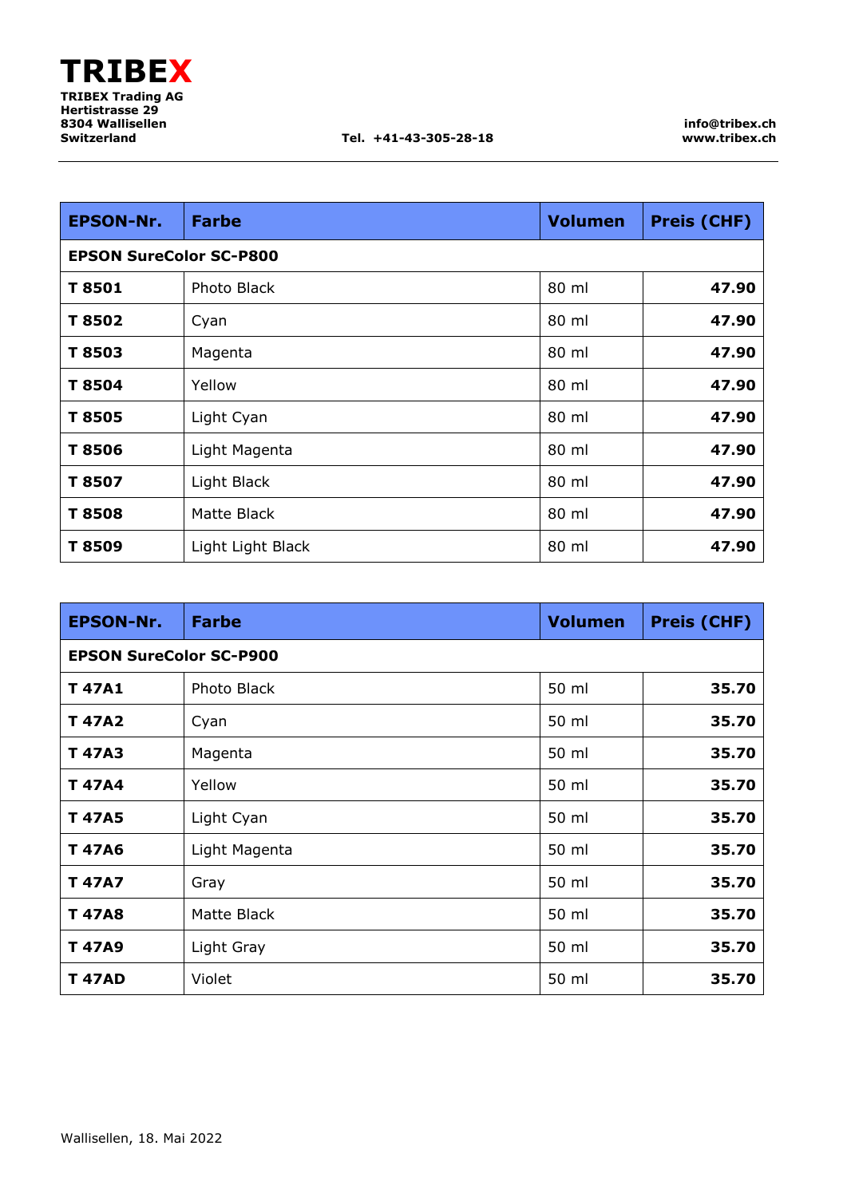**TRIBEX**

**TRIBEX Trading AG**
**Hertistrasse 29**
**8304 Wallisellen**
**Switzerland**

**Tel. +41-43-305-28-18**

**info@tribex.ch**
**www.tribex.ch**

| EPSON-Nr. | Farbe | Volumen | Preis (CHF) |
|---|---|---|---|
| **EPSON SureColor SC-P800** | | | |
| **T 8501** | Photo Black | 80 ml | **47.90** |
| **T 8502** | Cyan | 80 ml | **47.90** |
| **T 8503** | Magenta | 80 ml | **47.90** |
| **T 8504** | Yellow | 80 ml | **47.90** |
| **T 8505** | Light Cyan | 80 ml | **47.90** |
| **T 8506** | Light Magenta | 80 ml | **47.90** |
| **T 8507** | Light Black | 80 ml | **47.90** |
| **T 8508** | Matte Black | 80 ml | **47.90** |
| **T 8509** | Light Light Black | 80 ml | **47.90** |

| EPSON-Nr. | Farbe | Volumen | Preis (CHF) |
|---|---|---|---|
| **EPSON SureColor SC-P900** | | | |
| **T 47A1** | Photo Black | 50 ml | **35.70** |
| **T 47A2** | Cyan | 50 ml | **35.70** |
| **T 47A3** | Magenta | 50 ml | **35.70** |
| **T 47A4** | Yellow | 50 ml | **35.70** |
| **T 47A5** | Light Cyan | 50 ml | **35.70** |
| **T 47A6** | Light Magenta | 50 ml | **35.70** |
| **T 47A7** | Gray | 50 ml | **35.70** |
| **T 47A8** | Matte Black | 50 ml | **35.70** |
| **T 47A9** | Light Gray | 50 ml | **35.70** |
| **T 47AD** | Violet | 50 ml | **35.70** |

Wallisellen, 18. Mai 2022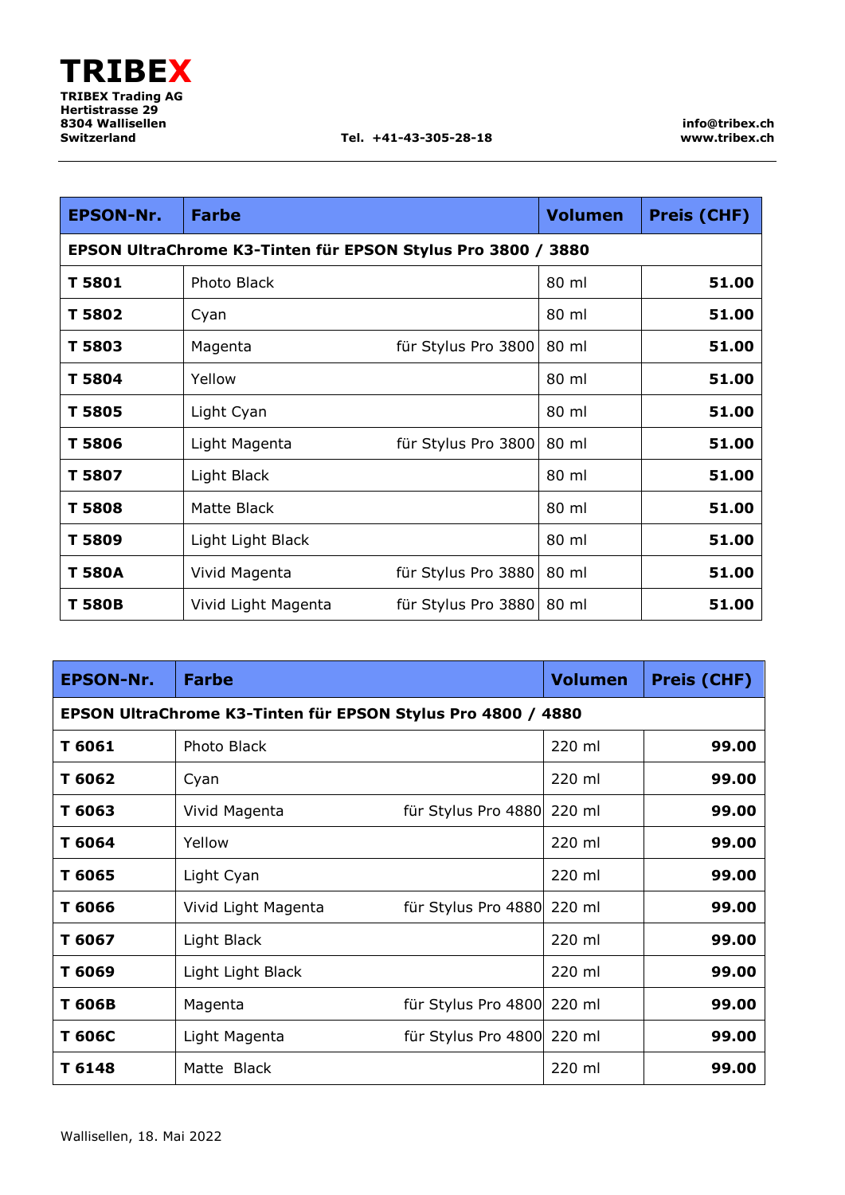**TRIBEX**

**TRIBEX Trading AG**
**Hertistrasse 29**
**8304 Wallisellen**
**Switzerland**

**Tel. +41-43-305-28-18**

**info@tribex.ch**
**www.tribex.ch**

| EPSON-Nr. | Farbe | | Volumen | Preis (CHF) |
|---|---|---|---|---|
| **EPSON UltraChrome K3-Tinten für EPSON Stylus Pro 3800 / 3880** | | | | |
| **T 5801** | Photo Black | | 80 ml | **51.00** |
| **T 5802** | Cyan | | 80 ml | **51.00** |
| **T 5803** | Magenta | für Stylus Pro 3800 | 80 ml | **51.00** |
| **T 5804** | Yellow | | 80 ml | **51.00** |
| **T 5805** | Light Cyan | | 80 ml | **51.00** |
| **T 5806** | Light Magenta | für Stylus Pro 3800 | 80 ml | **51.00** |
| **T 5807** | Light Black | | 80 ml | **51.00** |
| **T 5808** | Matte Black | | 80 ml | **51.00** |
| **T 5809** | Light Light Black | | 80 ml | **51.00** |
| **T 580A** | Vivid Magenta | für Stylus Pro 3880 | 80 ml | **51.00** |
| **T 580B** | Vivid Light Magenta | für Stylus Pro 3880 | 80 ml | **51.00** |

| EPSON-Nr. | Farbe | | Volumen | Preis (CHF) |
|---|---|---|---|---|
| **EPSON UltraChrome K3-Tinten für EPSON Stylus Pro 4800 / 4880** | | | | |
| **T 6061** | Photo Black | | 220 ml | **99.00** |
| **T 6062** | Cyan | | 220 ml | **99.00** |
| **T 6063** | Vivid Magenta | für Stylus Pro 4880 | 220 ml | **99.00** |
| **T 6064** | Yellow | | 220 ml | **99.00** |
| **T 6065** | Light Cyan | | 220 ml | **99.00** |
| **T 6066** | Vivid Light Magenta | für Stylus Pro 4880 | 220 ml | **99.00** |
| **T 6067** | Light Black | | 220 ml | **99.00** |
| **T 6069** | Light Light Black | | 220 ml | **99.00** |
| **T 606B** | Magenta | für Stylus Pro 4800 | 220 ml | **99.00** |
| **T 606C** | Light Magenta | für Stylus Pro 4800 | 220 ml | **99.00** |
| **T 6148** | Matte Black | | 220 ml | **99.00** |

Wallisellen, 18. Mai 2022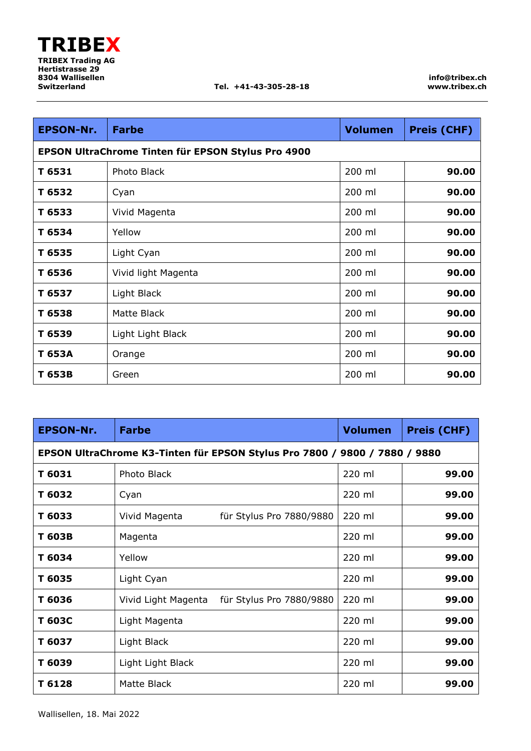# TRIBEX

**TRIBEX Trading AG**
**Hertistrasse 29**
**8304 Wallisellen**
**Switzerland**

**Tel. +41-43-305-28-18**

**info@tribex.ch**
**www.tribex.ch**

| EPSON-Nr. | Farbe | Volumen | Preis (CHF) |
|---|---|---|---|
| **EPSON UltraChrome Tinten für EPSON Stylus Pro 4900** | | | |
| **T 6531** | Photo Black | 200 ml | **90.00** |
| **T 6532** | Cyan | 200 ml | **90.00** |
| **T 6533** | Vivid Magenta | 200 ml | **90.00** |
| **T 6534** | Yellow | 200 ml | **90.00** |
| **T 6535** | Light Cyan | 200 ml | **90.00** |
| **T 6536** | Vivid light Magenta | 200 ml | **90.00** |
| **T 6537** | Light Black | 200 ml | **90.00** |
| **T 6538** | Matte Black | 200 ml | **90.00** |
| **T 6539** | Light Light Black | 200 ml | **90.00** |
| **T 653A** | Orange | 200 ml | **90.00** |
| **T 653B** | Green | 200 ml | **90.00** |

| EPSON-Nr. | Farbe | Volumen | Preis (CHF) |
|---|---|---|---|
| **EPSON UltraChrome K3-Tinten für EPSON Stylus Pro 7800 / 9800 / 7880 / 9880** | | | |
| **T 6031** | Photo Black | 220 ml | **99.00** |
| **T 6032** | Cyan | 220 ml | **99.00** |
| **T 6033** | Vivid Magenta für Stylus Pro 7880/9880 | 220 ml | **99.00** |
| **T 603B** | Magenta | 220 ml | **99.00** |
| **T 6034** | Yellow | 220 ml | **99.00** |
| **T 6035** | Light Cyan | 220 ml | **99.00** |
| **T 6036** | Vivid Light Magenta für Stylus Pro 7880/9880 | 220 ml | **99.00** |
| **T 603C** | Light Magenta | 220 ml | **99.00** |
| **T 6037** | Light Black | 220 ml | **99.00** |
| **T 6039** | Light Light Black | 220 ml | **99.00** |
| **T 6128** | Matte Black | 220 ml | **99.00** |

Wallisellen, 18. Mai 2022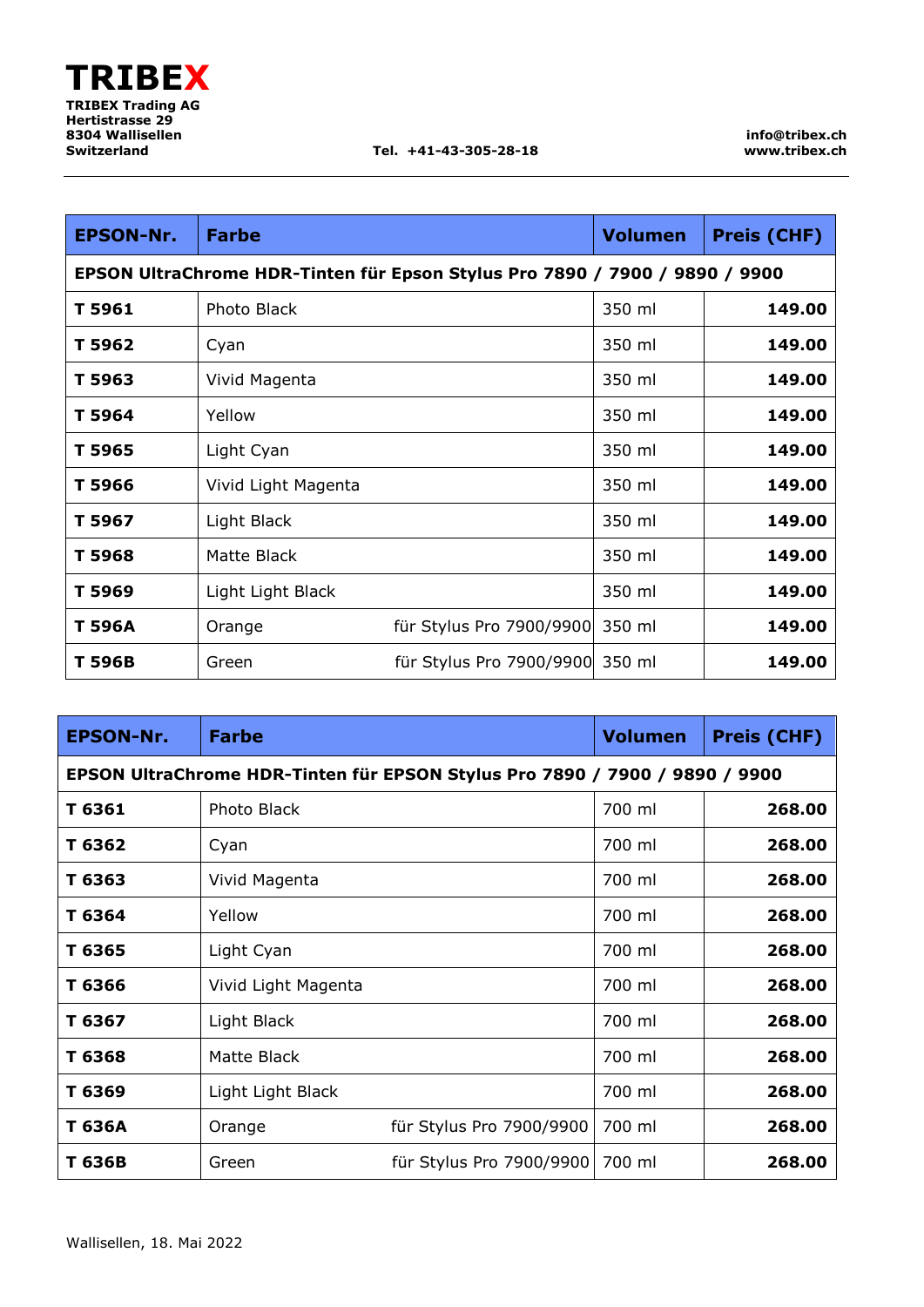**TRIBEX**

**TRIBEX Trading AG**
**Hertistrasse 29**
**8304 Wallisellen**
**Switzerland**

**Tel. +41-43-305-28-18**

**info@tribex.ch**
**www.tribex.ch**

| EPSON-Nr. | Farbe | | Volumen | Preis (CHF) |
|---|---|---|---|---|
| **EPSON UltraChrome HDR-Tinten für Epson Stylus Pro 7890 / 7900 / 9890 / 9900** | | | | |
| **T 5961** | Photo Black | | 350 ml | **149.00** |
| **T 5962** | Cyan | | 350 ml | **149.00** |
| **T 5963** | Vivid Magenta | | 350 ml | **149.00** |
| **T 5964** | Yellow | | 350 ml | **149.00** |
| **T 5965** | Light Cyan | | 350 ml | **149.00** |
| **T 5966** | Vivid Light Magenta | | 350 ml | **149.00** |
| **T 5967** | Light Black | | 350 ml | **149.00** |
| **T 5968** | Matte Black | | 350 ml | **149.00** |
| **T 5969** | Light Light Black | | 350 ml | **149.00** |
| **T 596A** | Orange | für Stylus Pro 7900/9900 | 350 ml | **149.00** |
| **T 596B** | Green | für Stylus Pro 7900/9900 | 350 ml | **149.00** |

| EPSON-Nr. | Farbe | | Volumen | Preis (CHF) |
|---|---|---|---|---|
| **EPSON UltraChrome HDR-Tinten für EPSON Stylus Pro 7890 / 7900 / 9890 / 9900** | | | | |
| **T 6361** | Photo Black | | 700 ml | **268.00** |
| **T 6362** | Cyan | | 700 ml | **268.00** |
| **T 6363** | Vivid Magenta | | 700 ml | **268.00** |
| **T 6364** | Yellow | | 700 ml | **268.00** |
| **T 6365** | Light Cyan | | 700 ml | **268.00** |
| **T 6366** | Vivid Light Magenta | | 700 ml | **268.00** |
| **T 6367** | Light Black | | 700 ml | **268.00** |
| **T 6368** | Matte Black | | 700 ml | **268.00** |
| **T 6369** | Light Light Black | | 700 ml | **268.00** |
| **T 636A** | Orange | für Stylus Pro 7900/9900 | 700 ml | **268.00** |
| **T 636B** | Green | für Stylus Pro 7900/9900 | 700 ml | **268.00** |

Wallisellen, 18. Mai 2022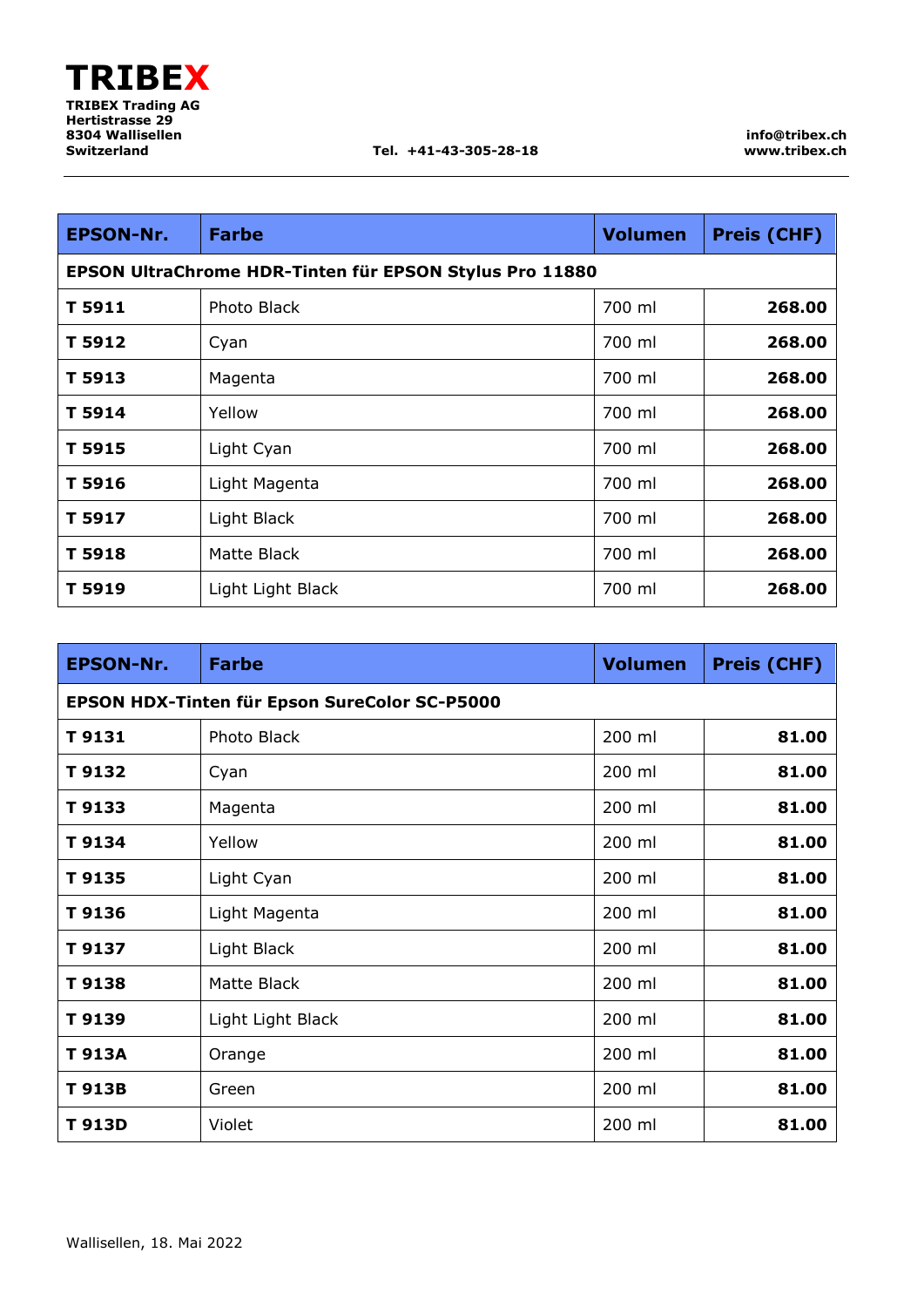**TRIBEX**

**TRIBEX Trading AG**
**Hertistrasse 29**
**8304 Wallisellen**
**Switzerland**

**Tel. +41-43-305-28-18**

**info@tribex.ch**
**www.tribex.ch**

| EPSON-Nr. | Farbe | Volumen | Preis (CHF) |
|---|---|---|---|
| **EPSON UltraChrome HDR-Tinten für EPSON Stylus Pro 11880** | | | |
| **T 5911** | Photo Black | 700 ml | **268.00** |
| **T 5912** | Cyan | 700 ml | **268.00** |
| **T 5913** | Magenta | 700 ml | **268.00** |
| **T 5914** | Yellow | 700 ml | **268.00** |
| **T 5915** | Light Cyan | 700 ml | **268.00** |
| **T 5916** | Light Magenta | 700 ml | **268.00** |
| **T 5917** | Light Black | 700 ml | **268.00** |
| **T 5918** | Matte Black | 700 ml | **268.00** |
| **T 5919** | Light Light Black | 700 ml | **268.00** |

| EPSON-Nr. | Farbe | Volumen | Preis (CHF) |
|---|---|---|---|
| **EPSON HDX-Tinten für Epson SureColor SC-P5000** | | | |
| **T 9131** | Photo Black | 200 ml | **81.00** |
| **T 9132** | Cyan | 200 ml | **81.00** |
| **T 9133** | Magenta | 200 ml | **81.00** |
| **T 9134** | Yellow | 200 ml | **81.00** |
| **T 9135** | Light Cyan | 200 ml | **81.00** |
| **T 9136** | Light Magenta | 200 ml | **81.00** |
| **T 9137** | Light Black | 200 ml | **81.00** |
| **T 9138** | Matte Black | 200 ml | **81.00** |
| **T 9139** | Light Light Black | 200 ml | **81.00** |
| **T 913A** | Orange | 200 ml | **81.00** |
| **T 913B** | Green | 200 ml | **81.00** |
| **T 913D** | Violet | 200 ml | **81.00** |

Wallisellen, 18. Mai 2022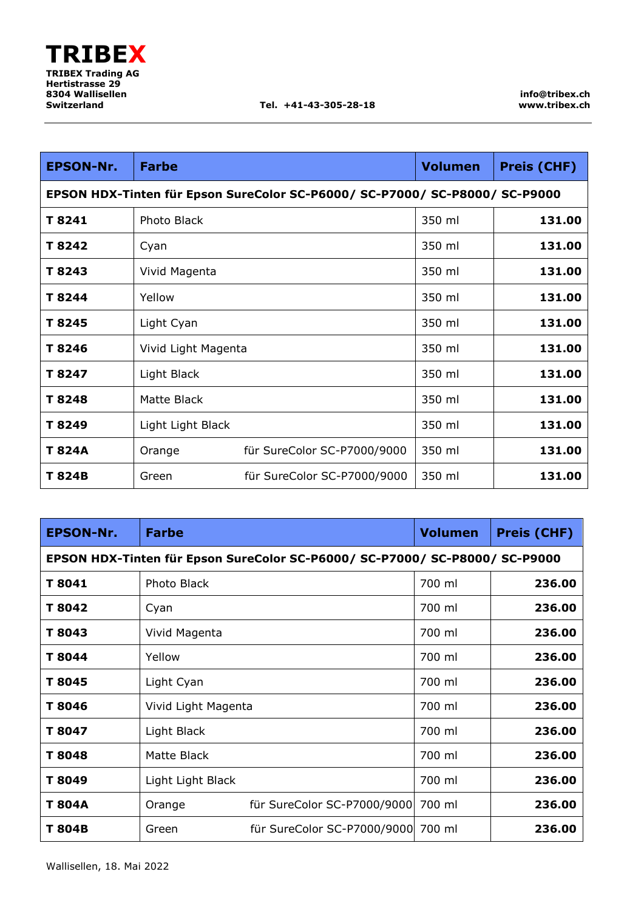**TRIBEX**
**TRIBEX Trading AG**
**Hertistrasse 29**
**8304 Wallisellen**
**Switzerland**

**Tel. +41-43-305-28-18**

**info@tribex.ch**
**www.tribex.ch**

| EPSON-Nr. | Farbe | Volumen | Preis (CHF) |
|---|---|---|---|
| **EPSON HDX-Tinten für Epson SureColor SC-P6000/ SC-P7000/ SC-P8000/ SC-P9000** | | | |
| **T 8241** | Photo Black | 350 ml | **131.00** |
| **T 8242** | Cyan | 350 ml | **131.00** |
| **T 8243** | Vivid Magenta | 350 ml | **131.00** |
| **T 8244** | Yellow | 350 ml | **131.00** |
| **T 8245** | Light Cyan | 350 ml | **131.00** |
| **T 8246** | Vivid Light Magenta | 350 ml | **131.00** |
| **T 8247** | Light Black | 350 ml | **131.00** |
| **T 8248** | Matte Black | 350 ml | **131.00** |
| **T 8249** | Light Light Black | 350 ml | **131.00** |
| **T 824A** | Orange für SureColor SC-P7000/9000 | 350 ml | **131.00** |
| **T 824B** | Green für SureColor SC-P7000/9000 | 350 ml | **131.00** |

| EPSON-Nr. | Farbe | Volumen | Preis (CHF) |
|---|---|---|---|
| **EPSON HDX-Tinten für Epson SureColor SC-P6000/ SC-P7000/ SC-P8000/ SC-P9000** | | | |
| **T 8041** | Photo Black | 700 ml | **236.00** |
| **T 8042** | Cyan | 700 ml | **236.00** |
| **T 8043** | Vivid Magenta | 700 ml | **236.00** |
| **T 8044** | Yellow | 700 ml | **236.00** |
| **T 8045** | Light Cyan | 700 ml | **236.00** |
| **T 8046** | Vivid Light Magenta | 700 ml | **236.00** |
| **T 8047** | Light Black | 700 ml | **236.00** |
| **T 8048** | Matte Black | 700 ml | **236.00** |
| **T 8049** | Light Light Black | 700 ml | **236.00** |
| **T 804A** | Orange für SureColor SC-P7000/9000 | 700 ml | **236.00** |
| **T 804B** | Green für SureColor SC-P7000/9000 | 700 ml | **236.00** |

Wallisellen, 18. Mai 2022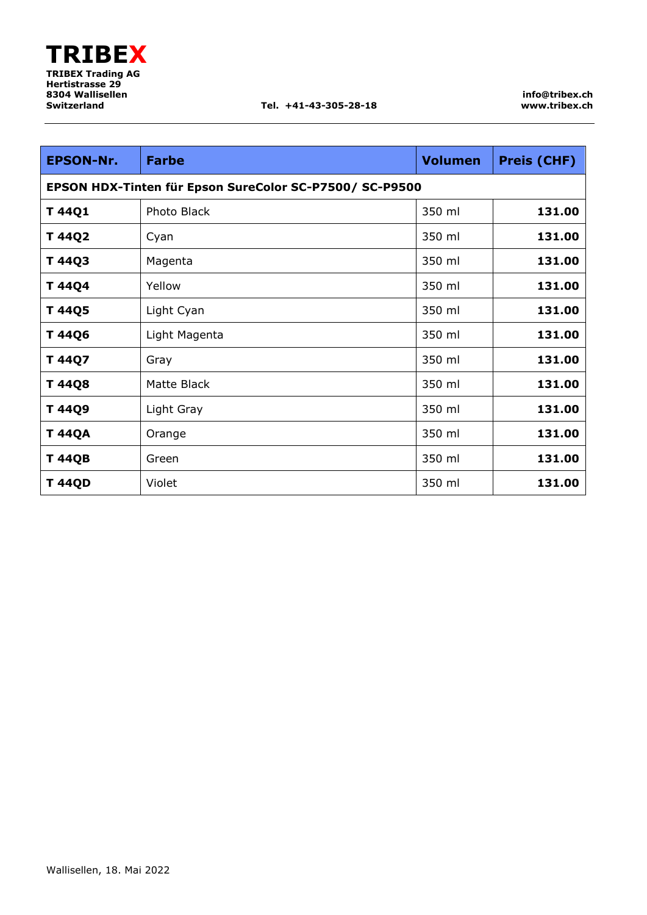**TRIBEX**

**TRIBEX Trading AG**
**Hertistrasse 29**
**8304 Wallisellen**
**Switzerland**

**Tel. +41-43-305-28-18**

**info@tribex.ch**
**www.tribex.ch**

| EPSON-Nr. | Farbe | Volumen | Preis (CHF) |
|---|---|---|---|
| **EPSON HDX-Tinten für Epson SureColor SC-P7500/ SC-P9500** | | | |
| **T 44Q1** | Photo Black | 350 ml | **131.00** |
| **T 44Q2** | Cyan | 350 ml | **131.00** |
| **T 44Q3** | Magenta | 350 ml | **131.00** |
| **T 44Q4** | Yellow | 350 ml | **131.00** |
| **T 44Q5** | Light Cyan | 350 ml | **131.00** |
| **T 44Q6** | Light Magenta | 350 ml | **131.00** |
| **T 44Q7** | Gray | 350 ml | **131.00** |
| **T 44Q8** | Matte Black | 350 ml | **131.00** |
| **T 44Q9** | Light Gray | 350 ml | **131.00** |
| **T 44QA** | Orange | 350 ml | **131.00** |
| **T 44QB** | Green | 350 ml | **131.00** |
| **T 44QD** | Violet | 350 ml | **131.00** |

Wallisellen, 18. Mai 2022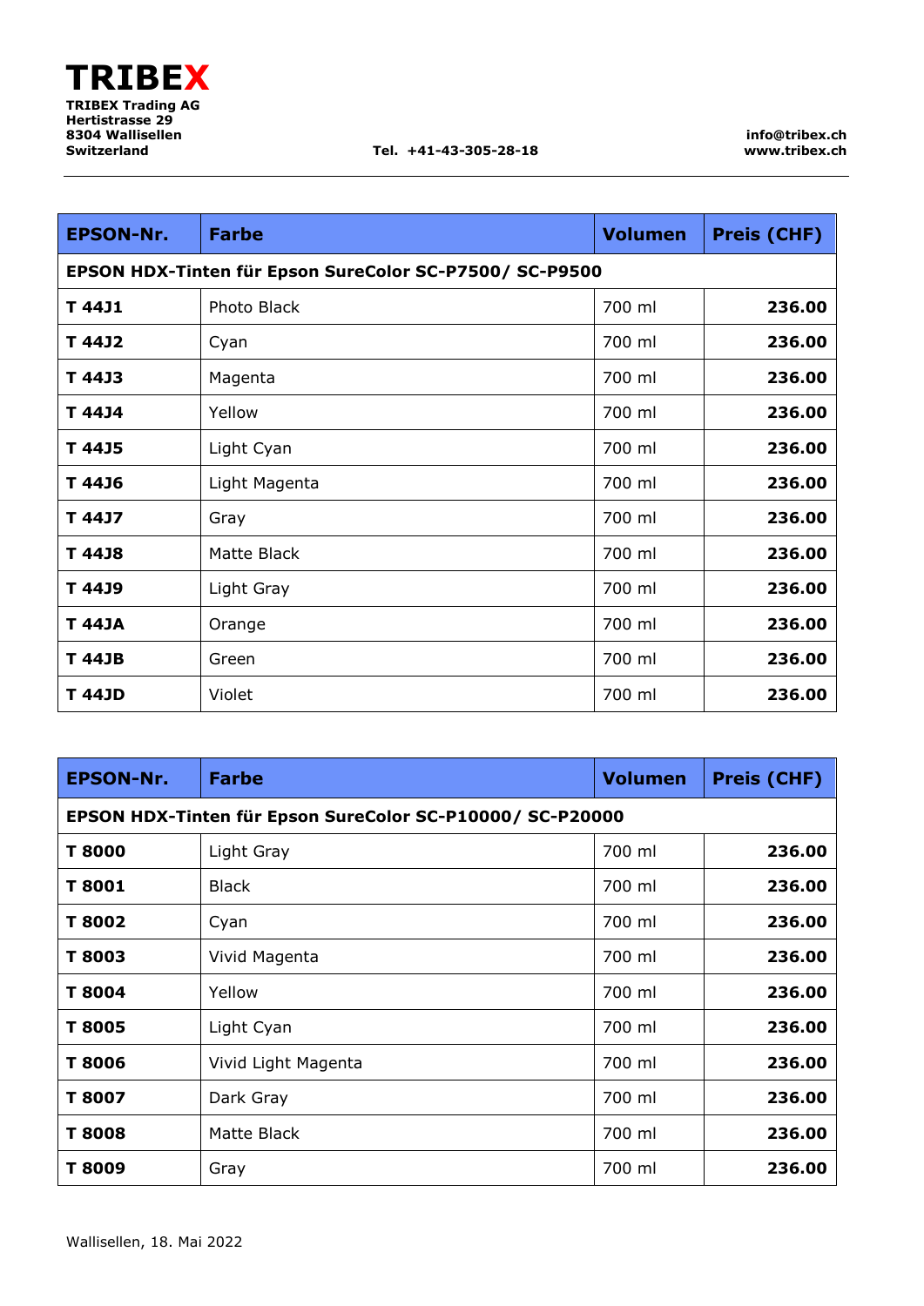**TRIBEX**

**TRIBEX Trading AG**
**Hertistrasse 29**
**8304 Wallisellen**
**Switzerland**

**Tel. +41-43-305-28-18**

**info@tribex.ch**
**www.tribex.ch**

| EPSON-Nr. | Farbe | Volumen | Preis (CHF) |
|---|---|---|---|
| **EPSON HDX-Tinten für Epson SureColor SC-P7500/ SC-P9500** | | | |
| **T 44J1** | Photo Black | 700 ml | **236.00** |
| **T 44J2** | Cyan | 700 ml | **236.00** |
| **T 44J3** | Magenta | 700 ml | **236.00** |
| **T 44J4** | Yellow | 700 ml | **236.00** |
| **T 44J5** | Light Cyan | 700 ml | **236.00** |
| **T 44J6** | Light Magenta | 700 ml | **236.00** |
| **T 44J7** | Gray | 700 ml | **236.00** |
| **T 44J8** | Matte Black | 700 ml | **236.00** |
| **T 44J9** | Light Gray | 700 ml | **236.00** |
| **T 44JA** | Orange | 700 ml | **236.00** |
| **T 44JB** | Green | 700 ml | **236.00** |
| **T 44JD** | Violet | 700 ml | **236.00** |

| EPSON-Nr. | Farbe | Volumen | Preis (CHF) |
|---|---|---|---|
| **EPSON HDX-Tinten für Epson SureColor SC-P10000/ SC-P20000** | | | |
| **T 8000** | Light Gray | 700 ml | **236.00** |
| **T 8001** | Black | 700 ml | **236.00** |
| **T 8002** | Cyan | 700 ml | **236.00** |
| **T 8003** | Vivid Magenta | 700 ml | **236.00** |
| **T 8004** | Yellow | 700 ml | **236.00** |
| **T 8005** | Light Cyan | 700 ml | **236.00** |
| **T 8006** | Vivid Light Magenta | 700 ml | **236.00** |
| **T 8007** | Dark Gray | 700 ml | **236.00** |
| **T 8008** | Matte Black | 700 ml | **236.00** |
| **T 8009** | Gray | 700 ml | **236.00** |

Wallisellen, 18. Mai 2022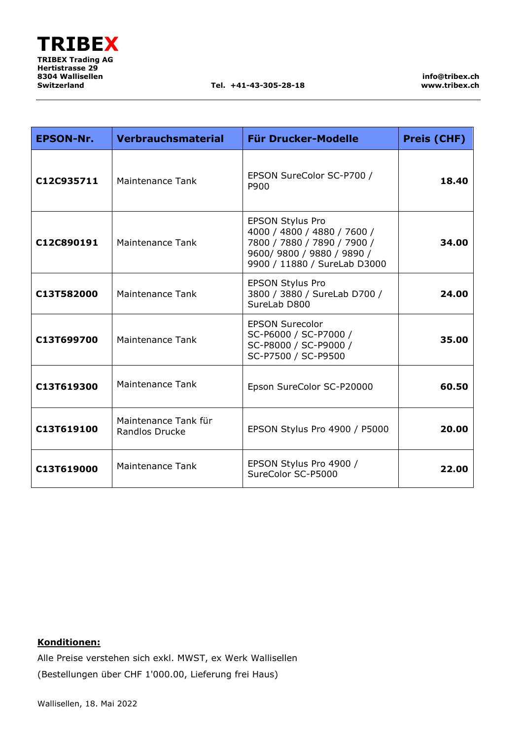**TRIBEX**

**TRIBEX Trading AG**
**Hertistrasse 29**
**8304 Wallisellen**
**Switzerland**

**Tel. +41-43-305-28-18**

**info@tribex.ch**
**www.tribex.ch**

| EPSON-Nr. | Verbrauchsmaterial | Für Drucker-Modelle | Preis (CHF) |
|---|---|---|---|
| **C12C935711** | Maintenance Tank | EPSON SureColor SC-P700 / P900 | **18.40** |
| **C12C890191** | Maintenance Tank | EPSON Stylus Pro 4000 / 4800 / 4880 / 7600 / 7800 / 7880 / 7890 / 7900 / 9600/ 9800 / 9880 / 9890 / 9900 / 11880 / SureLab D3000 | **34.00** |
| **C13T582000** | Maintenance Tank | EPSON Stylus Pro 3800 / 3880 / SureLab D700 / SureLab D800 | **24.00** |
| **C13T699700** | Maintenance Tank | EPSON Surecolor SC-P6000 / SC-P7000 / SC-P8000 / SC-P9000 / SC-P7500 / SC-P9500 | **35.00** |
| **C13T619300** | Maintenance Tank | Epson SureColor SC-P20000 | **60.50** |
| **C13T619100** | Maintenance Tank für Randlos Drucke | EPSON Stylus Pro 4900 / P5000 | **20.00** |
| **C13T619000** | Maintenance Tank | EPSON Stylus Pro 4900 / SureColor SC-P5000 | **22.00** |

**Konditionen:**

Alle Preise verstehen sich exkl. MWST, ex Werk Wallisellen

(Bestellungen über CHF 1'000.00, Lieferung frei Haus)

Wallisellen, 18. Mai 2022